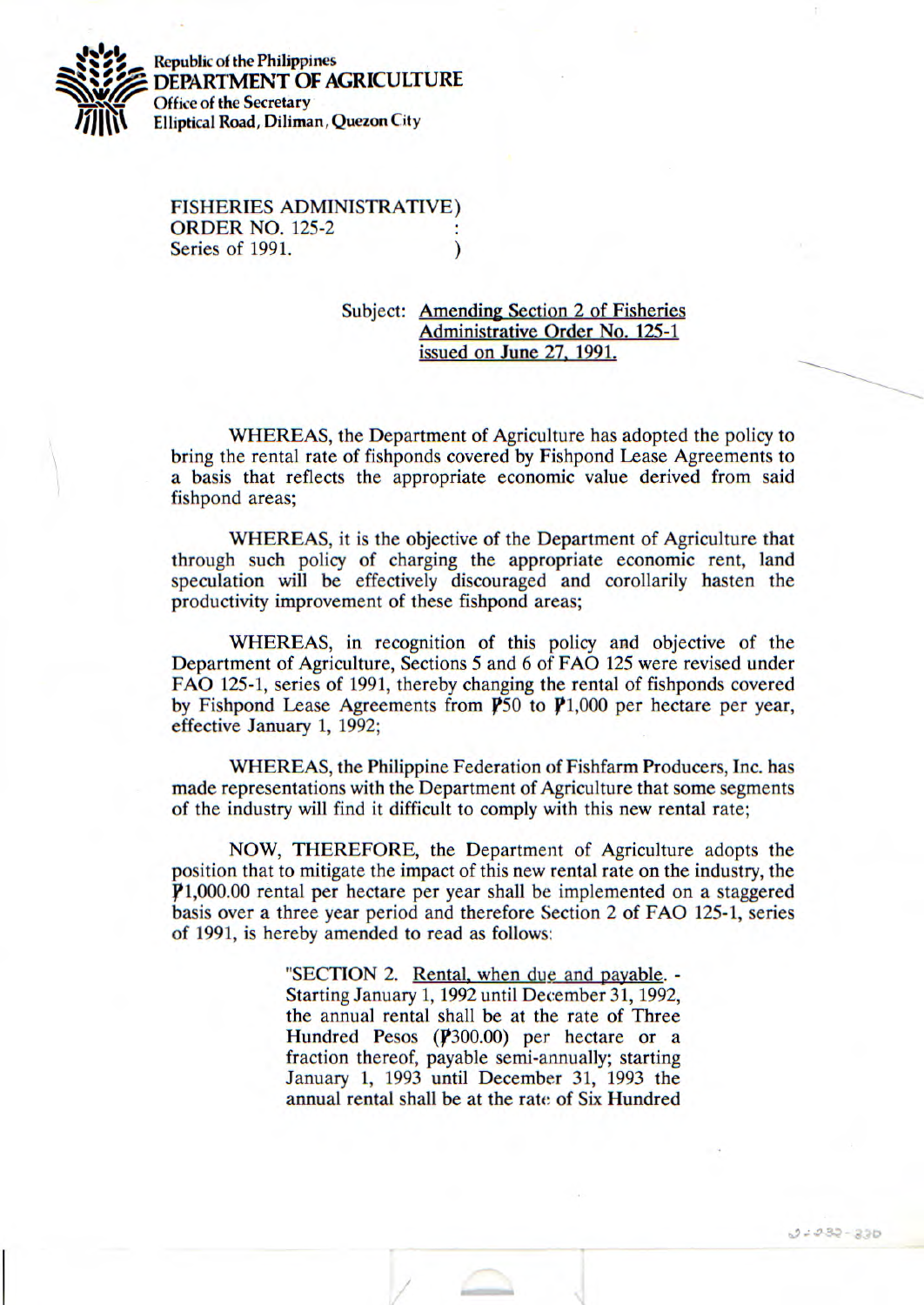Republic of the Philippines
**DEPARTMENT OF AGRICULTURE**
Office of the Secretary
Elliptical Road, Diliman, Quezon City

FISHERIES ADMINISTRATIVE)
ORDER NO. 125-2 :
Series of 1991. )

Subject: Amending Section 2 of Fisheries Administrative Order No. 125-1 issued on June 27, 1991.

WHEREAS, the Department of Agriculture has adopted the policy to bring the rental rate of fishponds covered by Fishpond Lease Agreements to a basis that reflects the appropriate economic value derived from said fishpond areas;

WHEREAS, it is the objective of the Department of Agriculture that through such policy of charging the appropriate economic rent, land speculation will be effectively discouraged and corollarily hasten the productivity improvement of these fishpond areas;

WHEREAS, in recognition of this policy and objective of the Department of Agriculture, Sections 5 and 6 of FAO 125 were revised under FAO 125-1, series of 1991, thereby changing the rental of fishponds covered by Fishpond Lease Agreements from ₱50 to ₱1,000 per hectare per year, effective January 1, 1992;

WHEREAS, the Philippine Federation of Fishfarm Producers, Inc. has made representations with the Department of Agriculture that some segments of the industry will find it difficult to comply with this new rental rate;

NOW, THEREFORE, the Department of Agriculture adopts the position that to mitigate the impact of this new rental rate on the industry, the ₱1,000.00 rental per hectare per year shall be implemented on a staggered basis over a three year period and therefore Section 2 of FAO 125-1, series of 1991, is hereby amended to read as follows:

> "SECTION 2. Rental, when due and payable. - Starting January 1, 1992 until December 31, 1992, the annual rental shall be at the rate of Three Hundred Pesos (₱300.00) per hectare or a fraction thereof, payable semi-annually; starting January 1, 1993 until December 31, 1993 the annual rental shall be at the rate of Six Hundred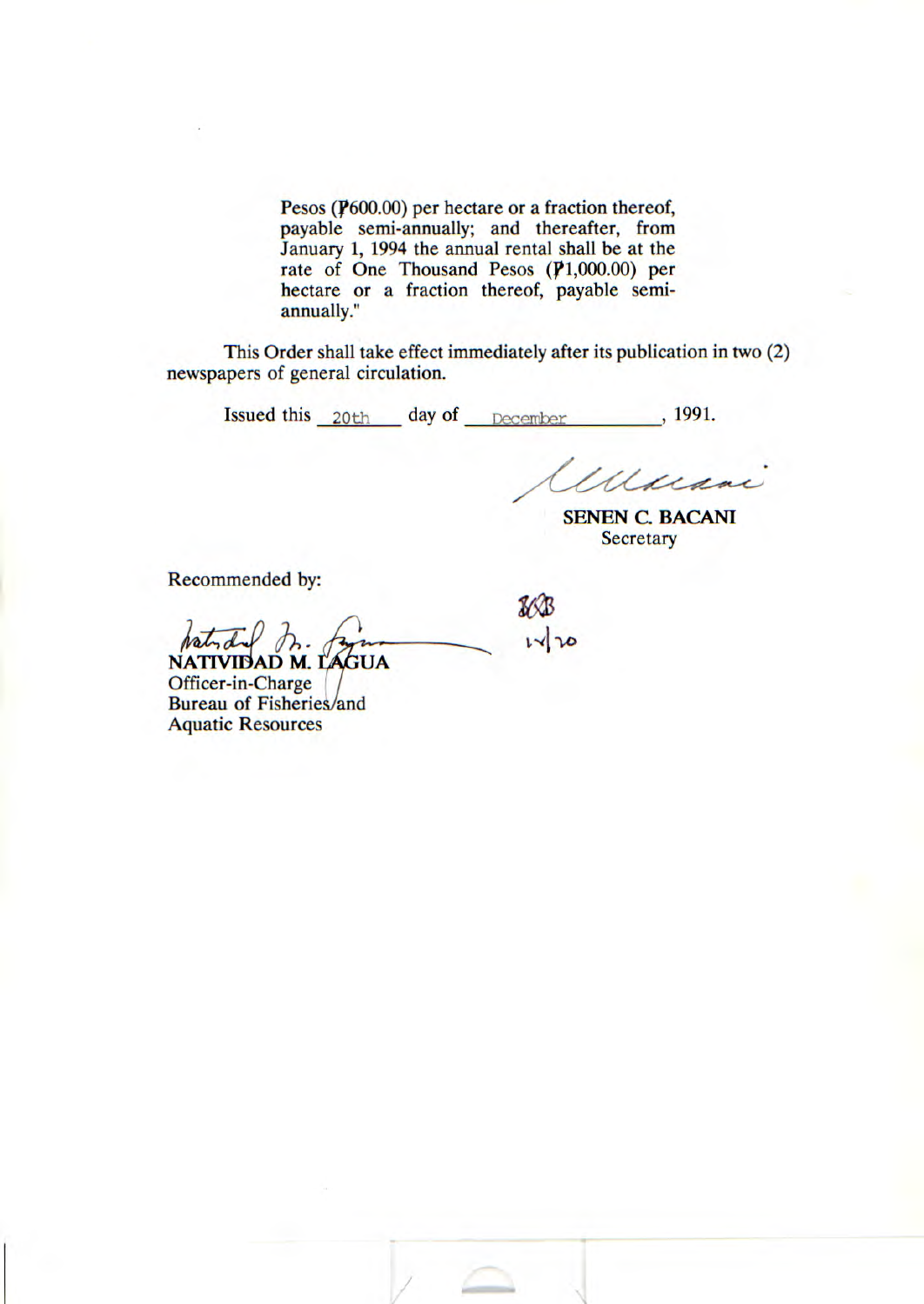Pesos (₱600.00) per hectare or a fraction thereof, payable semi-annually; and thereafter, from January 1, 1994 the annual rental shall be at the rate of One Thousand Pesos (₱1,000.00) per hectare or a fraction thereof, payable semi-annually."

This Order shall take effect immediately after its publication in two (2) newspapers of general circulation.

Issued this 20th day of December, 1991.

**SENEN C. BACANI**
Secretary

Recommended by:

**NATIVIDAD M. LAGUA**
Officer-in-Charge
Bureau of Fisheries and Aquatic Resources